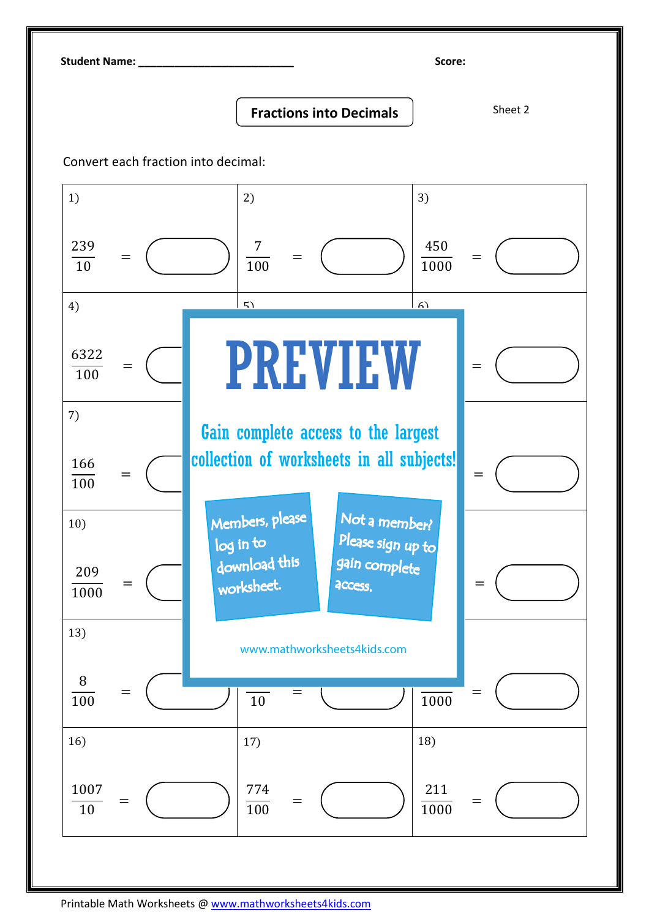**Student Name:** ___________________________ **Score:**

## Fractions into Decimals

Sheet 2

Convert each fraction into decimal:

| | | |
|---|---|---|
| 1) $\frac{239}{10}$ = | 2) $\frac{7}{100}$ = | 3) $\frac{450}{1000}$ = |
| 4) $\frac{6322}{100}$ = | 5) | 6) = |
| 7) $\frac{166}{100}$ = | | = |
| 10) $\frac{209}{1000}$ = | | = |
| 13) $\frac{8}{100}$ = | $\frac{}{10}$ = | $\frac{}{1000}$ = |
| 16) $\frac{1007}{10}$ = | 17) $\frac{774}{100}$ = | 18) $\frac{211}{1000}$ = |

PREVIEW

Gain complete access to the largest collection of worksheets in all subjects!

Members, please log in to download this worksheet.

Not a member? Please sign up to gain complete access.

www.mathworksheets4kids.com

Printable Math Worksheets @ www.mathworksheets4kids.com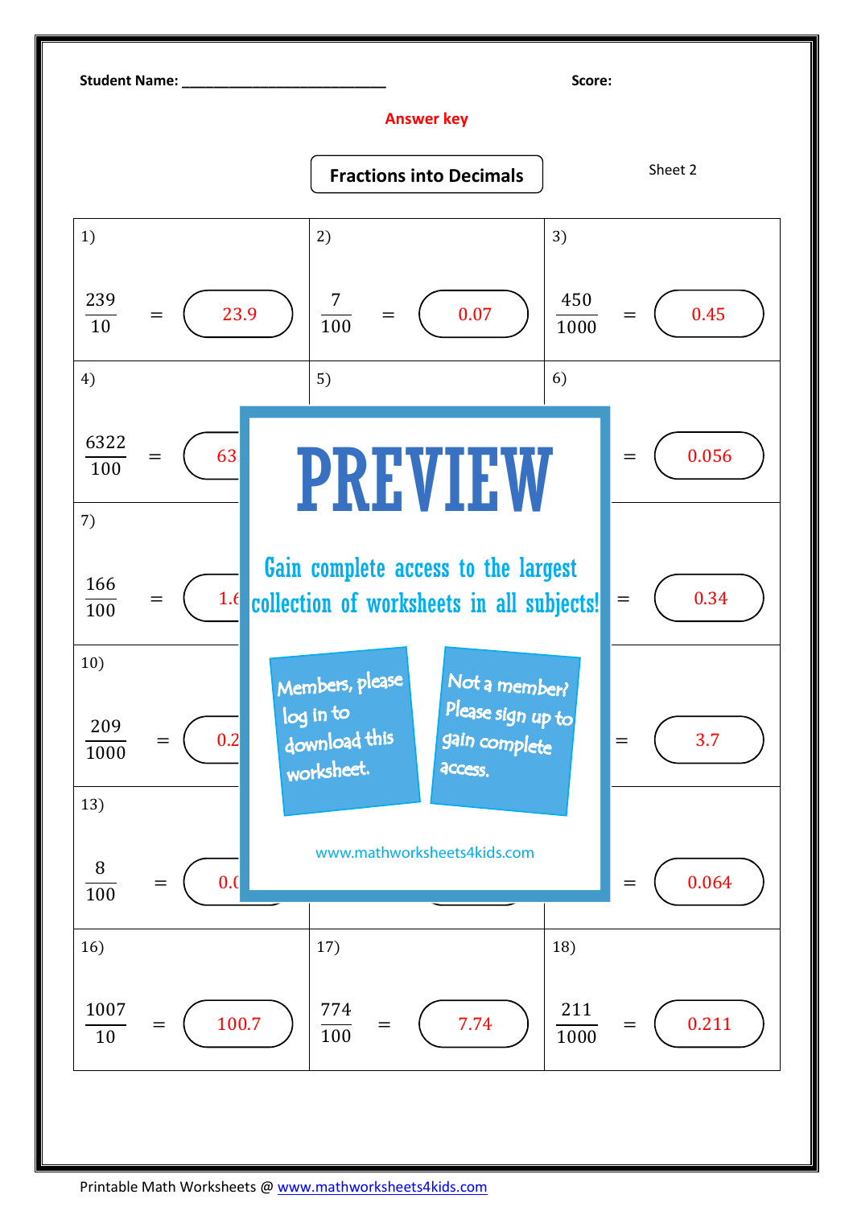Student Name: ___________________________ Score:

Answer key

**Fractions into Decimals**

Sheet 2

| | | |
|---|---|---|
| 1) $\frac{239}{10}$ = 23.9 | 2) $\frac{7}{100}$ = 0.07 | 3) $\frac{450}{1000}$ = 0.45 |
| 4) $\frac{6322}{100}$ = 63. | 5) | 6) = 0.056 |
| 7) $\frac{166}{100}$ = 1.6 | | = 0.34 |
| 10) $\frac{209}{1000}$ = 0.2 | | = 3.7 |
| 13) $\frac{8}{100}$ = 0.0 | | = 0.064 |
| 16) $\frac{1007}{10}$ = 100.7 | 17) $\frac{774}{100}$ = 7.74 | 18) $\frac{211}{1000}$ = 0.211 |

PREVIEW

Gain complete access to the largest collection of worksheets in all subjects!

Members, please log in to download this worksheet.

Not a member? Please sign up to gain complete access.

www.mathworksheets4kids.com

Printable Math Worksheets @ www.mathworksheets4kids.com